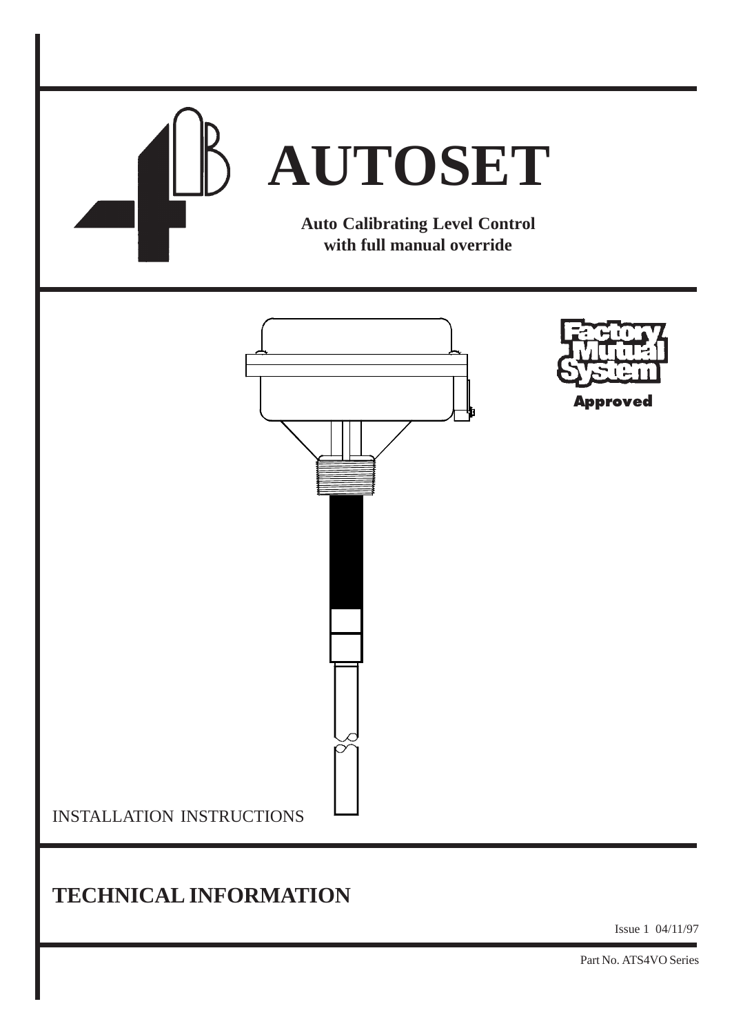# AUTOSET

**Auto Calibrating Level Control with full manual override**

Factory Mutual System Approved

INSTALLATION INSTRUCTIONS

## TECHNICAL INFORMATION

Issue 1 04/11/97

Part No. ATS4VO Series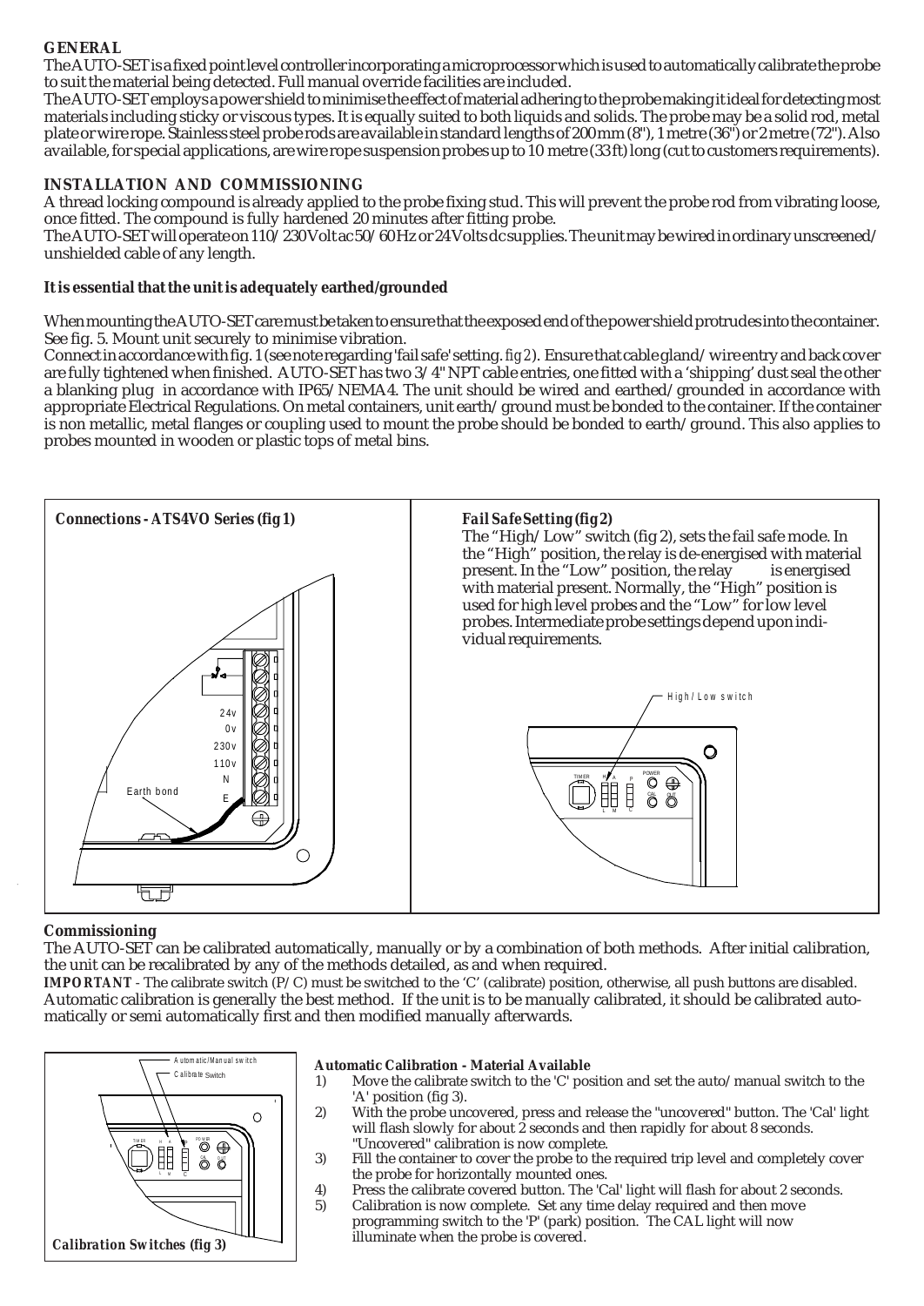### GENERAL

The AUTO-SET is a fixed point level controller incorporating a microprocessor which is used to automatically calibrate the probe to suit the material being detected. Full manual override facilities are included.

The AUTO-SET employs a power shield to minimise the effect of material adhering to the probe making it ideal for detecting most materials including sticky or viscous types. It is equally suited to both liquids and solids. The probe may be a solid rod, metal plate or wire rope. Stainless steel probe rods are available in standard lengths of 200mm (8"), 1 metre (36") or 2 metre (72"). Also available, for special applications, are wire rope suspension probes up to 10 metre (33ft) long (cut to customers requirements).

### INSTALLATION AND COMMISSIONING

A thread locking compound is already applied to the probe fixing stud. This will prevent the probe rod from vibrating loose, once fitted. The compound is fully hardened 20 minutes after fitting probe.

The AUTO-SET will operate on 110/230 Volt ac 50/60Hz or 24Volts dc supplies. The unit may be wired in ordinary unscreened/unshielded cable of any length.

**It is essential that the unit is adequately earthed/grounded**

When mounting the AUTO-SET care must be taken to ensure that the exposed end of the power shield protrudes into the container. See fig. 5. Mount unit securely to minimise vibration.

Connect in accordance with fig. 1 (see note regarding 'fail safe' setting. *fig 2*). Ensure that cable gland/wire entry and back cover are fully tightened when finished. AUTO-SET has two 3/4" NPT cable entries, one fitted with a 'shipping' dust seal the other a blanking plug in accordance with IP65/NEMA4. The unit should be wired and earthed/grounded in accordance with appropriate Electrical Regulations. On metal containers, unit earth/ground must be bonded to the container. If the container is non metallic, metal flanges or coupling used to mount the probe should be bonded to earth/ground. This also applies to probes mounted in wooden or plastic tops of metal bins.

***Connections - ATS4VO Series (fig 1)***

24v
0v
230v
110v
N
E
Earth bond

***Fail Safe Setting (fig 2)***

The "High/Low" switch (fig 2), sets the fail safe mode. In the "High" position, the relay is de-energised with material present. In the "Low" position, the relay is energised with material present. Normally, the "High" position is used for high level probes and the "Low" for low level probes. Intermediate probe settings depend upon individual requirements.

High/Low switch

### Commissioning

The AUTO-SET can be calibrated automatically, manually or by a combination of both methods. After initial calibration, the unit can be recalibrated by any of the methods detailed, as and when required.

**IMPORTANT** - The calibrate switch (P/C) must be switched to the 'C' (calibrate) position, otherwise, all push buttons are disabled.

Automatic calibration is generally the best method. If the unit is to be manually calibrated, it should be calibrated automatically or semi automatically first and then modified manually afterwards.

Automatic/Manual switch
Calibrate Switch

***Calibration Switches (fig 3)***

**Automatic Calibration - Material Available**

1) Move the calibrate switch to the 'C' position and set the auto/manual switch to the 'A' position (fig 3).
2) With the probe uncovered, press and release the "uncovered" button. The 'Cal' light will flash slowly for about 2 seconds and then rapidly for about 8 seconds. "Uncovered" calibration is now complete.
3) Fill the container to cover the probe to the required trip level and completely cover the probe for horizontally mounted ones.
4) Press the calibrate covered button. The 'Cal' light will flash for about 2 seconds.
5) Calibration is now complete. Set any time delay required and then move programming switch to the 'P' (park) position. The CAL light will now illuminate when the probe is covered.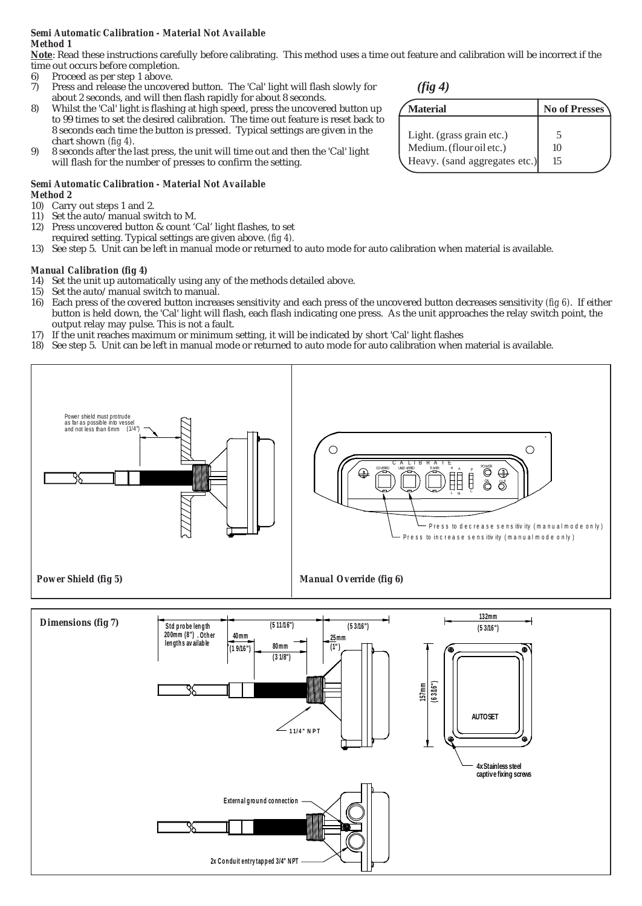***Semi Automatic Calibration - Material Not Available***
***Method 1***

**Note**: Read these instructions carefully before calibrating. This method uses a time out feature and calibration will be incorrect if the time out occurs before completion.

6) Proceed as per step 1 above.
7) Press and release the uncovered button. The 'Cal' light will flash slowly for about 2 seconds, and will then flash rapidly for about 8 seconds.
8) Whilst the 'Cal' light is flashing at high speed, press the uncovered button up to 99 times to set the desired calibration. The time out feature is reset back to 8 seconds each time the button is pressed. Typical settings are given in the chart shown *(fig 4)*.
9) 8 seconds after the last press, the unit will time out and then the 'Cal' light will flash for the number of presses to confirm the setting.

***(fig 4)***

| Material | No of Presses |
|---|---|
| Light. (grass grain etc.) | 5 |
| Medium. (flour oil etc.) | 10 |
| Heavy. (sand aggregates etc.) | 15 |

***Semi Automatic Calibration - Material Not Available***
***Method 2***

10) Carry out steps 1 and 2.
11) Set the auto/manual switch to M.
12) Press uncovered button & count 'Cal' light flashes, to set required setting. Typical settings are given above. *(fig 4)*.
13) See step 5. Unit can be left in manual mode or returned to auto mode for auto calibration when material is available.

***Manual Calibration (fig 4)***

14) Set the unit up automatically using any of the methods detailed above.
15) Set the auto/manual switch to manual.
16) Each press of the covered button increases sensitivity and each press of the uncovered button decreases sensitivity *(fig 6)*. If either button is held down, the 'Cal' light will flash, each flash indicating one press. As the unit approaches the relay switch point, the output relay may pulse. This is not a fault.
17) If the unit reaches maximum or minimum setting, it will be indicated by short 'Cal' light flashes
18) See step 5. Unit can be left in manual mode or returned to auto mode for auto calibration when material is available.

Power shield must protrude as far as possible into vessel and not less than 6mm (1/4")

***Power Shield (fig 5)***

CALIBRATE — COVERED, UNCOVERED, TIMER, H, A, L, M, P, C, POWER, CAL, OUT

Press to decrease sensitivity (manual mode only)
Press to increase sensitivity (manual mode only)

***Manual Override (fig 6)***

***Dimensions (fig 7)***

Std probe length 200mm (8"). Other lengths available

40mm (1 9/16")

80mm (3 1/8")

(5 11/16")

(5 3/16")

25mm (1")

1 1/4" NPT

132mm (5 3/16")

157mm (6 3/16")

AUTOSET

4x Stainless steel captive fixing screws

External ground connection

2x Conduit entry tapped 3/4" NPT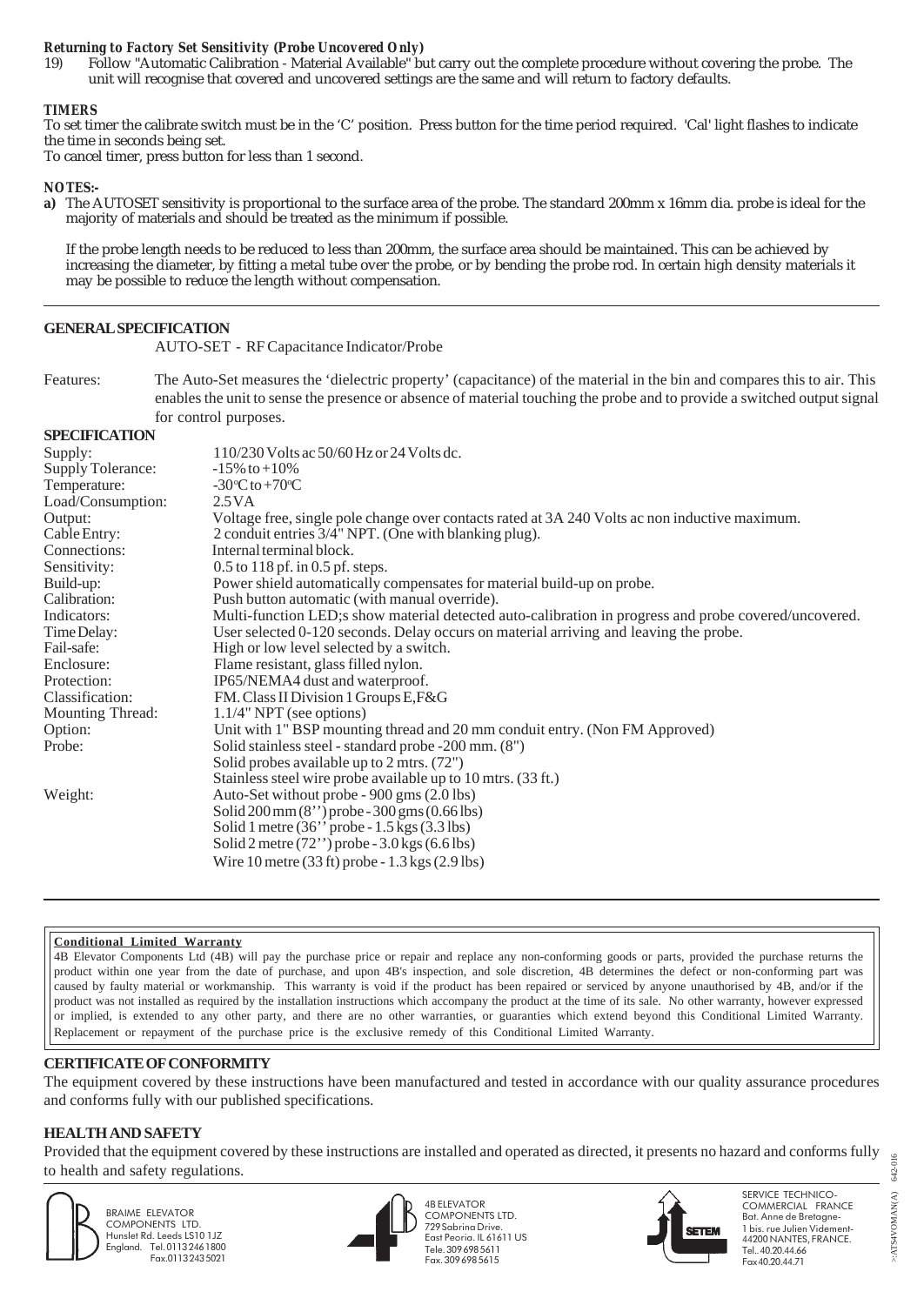***Returning to Factory Set Sensitivity (Probe Uncovered Only)***

19) Follow "Automatic Calibration - Material Available" but carry out the complete procedure without covering the probe. The unit will recognise that covered and uncovered settings are the same and will return to factory defaults.

***TIMERS***

To set timer the calibrate switch must be in the 'C' position. Press button for the time period required. 'Cal' light flashes to indicate the time in seconds being set.

To cancel timer, press button for less than 1 second.

***NOTES:-***

**a)** The AUTOSET sensitivity is proportional to the surface area of the probe. The standard 200mm x 16mm dia. probe is ideal for the majority of materials and should be treated as the minimum if possible.

If the probe length needs to be reduced to less than 200mm, the surface area should be maintained. This can be achieved by increasing the diameter, by fitting a metal tube over the probe, or by bending the probe rod. In certain high density materials it may be possible to reduce the length without compensation.

---

## GENERAL SPECIFICATION

AUTO-SET - RF Capacitance Indicator/Probe

Features: The Auto-Set measures the 'dielectric property' (capacitance) of the material in the bin and compares this to air. This enables the unit to sense the presence or absence of material touching the probe and to provide a switched output signal for control purposes.

## SPECIFICATION

| | |
|---|---|
| Supply: | 110/230 Volts ac 50/60 Hz or 24 Volts dc. |
| Supply Tolerance: | -15% to +10% |
| Temperature: | -30°C to +70°C |
| Load/Consumption: | 2.5VA |
| Output: | Voltage free, single pole change over contacts rated at 3A 240 Volts ac non inductive maximum. |
| Cable Entry: | 2 conduit entries 3/4" NPT. (One with blanking plug). |
| Connections: | Internal terminal block. |
| Sensitivity: | 0.5 to 118 pf. in 0.5 pf. steps. |
| Build-up: | Power shield automatically compensates for material build-up on probe. |
| Calibration: | Push button automatic (with manual override). |
| Indicators: | Multi-function LED;s show material detected auto-calibration in progress and probe covered/uncovered. |
| Time Delay: | User selected 0-120 seconds. Delay occurs on material arriving and leaving the probe. |
| Fail-safe: | High or low level selected by a switch. |
| Enclosure: | Flame resistant, glass filled nylon. |
| Protection: | IP65/NEMA4 dust and waterproof. |
| Classification: | FM. Class II Division 1 Groups E,F&G |
| Mounting Thread: | 1.1/4" NPT (see options) |
| Option: | Unit with 1" BSP mounting thread and 20 mm conduit entry. (Non FM Approved) |
| Probe: | Solid stainless steel - standard probe -200 mm. (8")<br>Solid probes available up to 2 mtrs. (72")<br>Stainless steel wire probe available up to 10 mtrs. (33 ft.) |
| Weight: | Auto-Set without probe - 900 gms (2.0 lbs)<br>Solid 200 mm (8'') probe - 300 gms (0.66 lbs)<br>Solid 1 metre (36'' probe - 1.5 kgs (3.3 lbs)<br>Solid 2 metre (72'') probe - 3.0 kgs (6.6 lbs)<br>Wire 10 metre (33 ft) probe - 1.3 kgs (2.9 lbs) |

---

**Conditional Limited Warranty**

4B Elevator Components Ltd (4B) will pay the purchase price or repair and replace any non-conforming goods or parts, provided the purchase returns the product within one year from the date of purchase, and upon 4B's inspection, and sole discretion, 4B determines the defect or non-conforming part was caused by faulty material or workmanship. This warranty is void if the product has been repaired or serviced by anyone unauthorised by 4B, and/or if the product was not installed as required by the installation instructions which accompany the product at the time of its sale. No other warranty, however expressed or implied, is extended to any other party, and there are no other warranties, or guaranties which extend beyond this Conditional Limited Warranty. Replacement or repayment of the purchase price is the exclusive remedy of this Conditional Limited Warranty.

## CERTIFICATE OF CONFORMITY

The equipment covered by these instructions have been manufactured and tested in accordance with our quality assurance procedures and conforms fully with our published specifications.

## HEALTH AND SAFETY

Provided that the equipment covered by these instructions are installed and operated as directed, it presents no hazard and conforms fully to health and safety regulations.

BRAIME ELEVATOR COMPONENTS LTD.
Hunslet Rd. Leeds LS10 1JZ
England. Tel. 0113 246 1800
Fax. 0113 243 5021

4B ELEVATOR COMPONENTS LTD.
729 Sabrina Drive.
East Peoria. IL 61611 US
Tele. 309 698 5611
Fax. 309 698 5615

SETEM

SERVICE TECHNICO-COMMERCIAL FRANCE
Bat. Anne de Bretagne-
1 bis. rue Julien Videment-
44200 NANTES, FRANCE.
Tel.. 40.20.44.66
Fax 40.20.44.71

>:ATS4VOMAN(A) 642-016